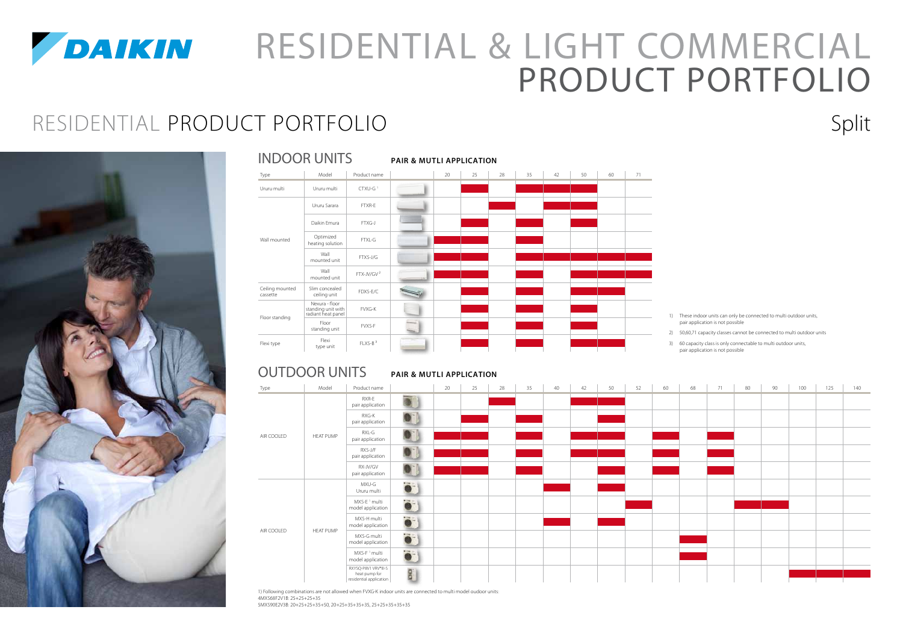# RESIDENTIAL & LIGHT COMMERCIAL PRODUCT PORTFOLIO

## RESIDENTIAL PRODUCT PORTFOLIO

Split

### INDOOR UNITS

**PAIR & MUTLI APPLICATION**

| Type | Model | Product name | 20 | 25 | 28 | 35 | 42 | 50 | 60 | 71 |
|---|---|---|---|---|---|---|---|---|---|---|
| Ururu multi | Ururu multi | CTXU-G [1] | | X | | X | X | X | | |
| Wall mounted | Ururu Sarara | FTXR-E | | | X | | X | X | | |
| | Daikin Emura | FTXG-J | | X | | X | | X | | |
| | Optimized heating solution | FTXL-G | X | X | | X | | | | |
| | Wall mounted unit | FTXS-J/G | X | X | | X | X | X | X | X |
| | Wall mounted unit | FTX-JV/GV [2] | X | X | | X | | X | X | X |
| Ceiling mounted cassette | Slim concealed ceiling unit | FDXS-E/C | | X | | X | | X | X | |
| Floor standing | Nexura - floor standing unit with radiant heat panel | FVXG-K | | X | | X | | X | | |
| | Floor standing unit | FVXS-F | | X | | X | | X | | |
| Flexi type | Flexi type unit | FLXS-B [3] | | X | | X | | X | X | |

1) These indoor units can only be connected to multi outdoor units, pair application is not possible

2) 50,60,71 capacity classes cannot be connected to multi outdoor units

3) 60 capacity class is only connectable to multi outdoor units, pair application is not possible

### OUTDOOR UNITS

**PAIR & MUTLI APPLICATION**

| Type | Model | Product name | 20 | 25 | 28 | 35 | 40 | 42 | 50 | 52 | 60 | 68 | 71 | 80 | 90 | 100 | 125 | 140 |
|---|---|---|---|---|---|---|---|---|---|---|---|---|---|---|---|---|---|---|
| AIR COOLED | HEAT PUMP | RXR-E pair application | | | X | | | X | X | | | | | | | | | |
| | | RXG-K pair application | | X | | X | | | X | | | | | | | | | |
| | | RXL-G pair application | X | X | | X | | X | X | | X | | X | | | | | |
| | | RXS-J/F pair application | X | X | | X | | X | X | | X | | X | | | | | |
| | | RX-JV/GV pair application | X | X | | X | | | X | | X | | X | | | | | |
| AIR COOLED | HEAT PUMP | MXU-G Ururu multi | | | | | X | | X | | | | | | | | | |
| | | MXS-E [1] multi model application | | | | | | | | X | | | | X | X | | | |
| | | MXS-H multi model application | | | | | X | | X | | | | | | | | | |
| | | MXS-G multi model application | | | | | | | | | | X | | | | | | |
| | | MXS-F [1] multi model application | | | | | | | | | | X | | | | | | |
| | | RXYSQ-P8V1 VRV®III-S heat pump for residential application | | | | | | | | | | | | | | X | X | X |

1) Following combinations are not allowed when FVXG-K indoor units are connected to multi model oudoor units:
4MXS68F2V1B: 25+25+25+35
5MXS90E2V3B: 20+25+25+35+50, 20+25+35+35+35, 25+25+35+35+35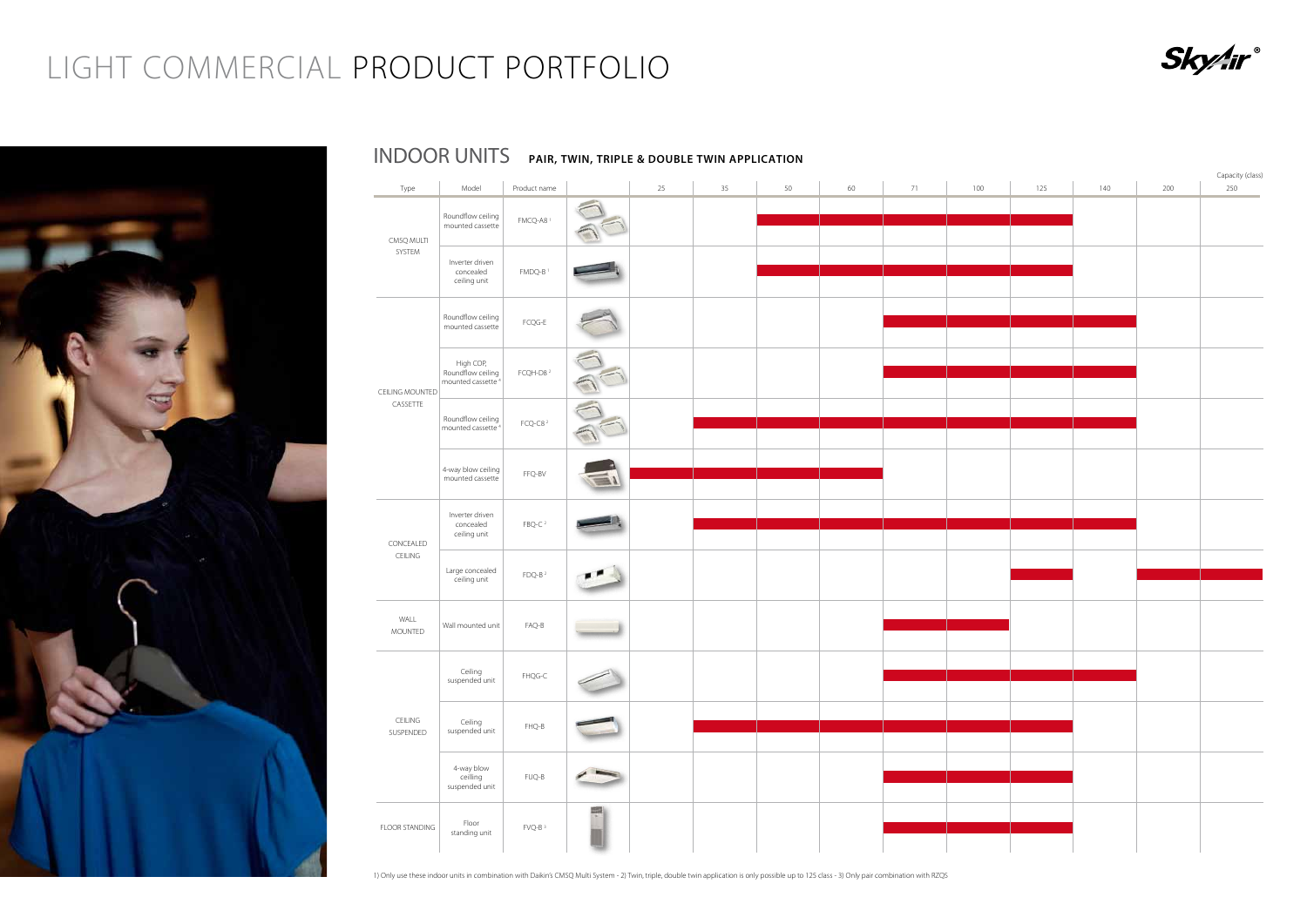# LIGHT COMMERCIAL PRODUCT PORTFOLIO

## INDOOR UNITS PAIR, TWIN, TRIPLE & DOUBLE TWIN APPLICATION

Capacity (class)

| Type | Model | Product name | 25 | 35 | 50 | 60 | 71 | 100 | 125 | 140 | 200 | 250 |
|---|---|---|---|---|---|---|---|---|---|---|---|---|
| CMSQ MULTI SYSTEM | Roundflow ceiling mounted cassette | FMCQ-A8 [1] | | | ● | ● | ● | ● | ● | | | |
| | Inverter driven concealed ceiling unit | FMDQ-B [1] | | | ● | ● | ● | ● | ● | | | |
| CEILING MOUNTED CASSETTE | Roundflow ceiling mounted cassette | FCQG-E | | | | | ● | ● | ● | ● | | |
| | High COP, Roundflow ceiling mounted cassette [4] | FCQH-D8 [2] | | | | | ● | ● | ● | ● | | |
| | Roundflow ceiling mounted cassette [4] | FCQ-C8 [2] | | ● | ● | ● | ● | ● | ● | ● | | |
| | 4-way blow ceiling mounted cassette | FFQ-BV | ● | ● | ● | ● | | | | | | |
| CONCEALED CEILING | Inverter driven concealed ceiling unit | FBQ-C [2] | | ● | ● | ● | ● | ● | ● | ● | | |
| | Large concealed ceiling unit | FDQ-B [2] | | | | | | | ● | | ● | ● |
| WALL MOUNTED | Wall mounted unit | FAQ-B | | | | | ● | ● | | | | |
| CEILING SUSPENDED | Ceiling suspended unit | FHQG-C | | | | | ● | ● | ● | ● | | |
| | Ceiling suspended unit | FHQ-B | | ● | ● | ● | ● | ● | ● | | | |
| | 4-way blow ceilling suspended unit | FUQ-B | | | | | ● | ● | ● | | | |
| FLOOR STANDING | Floor standing unit | FVQ-B [3] | | | | | ● | ● | ● | | | |

1) Only use these indoor units in combination with Daikin's CMSQ Multi System - 2) Twin, triple, double twin application is only possible up to 125 class - 3) Only pair combination with RZQS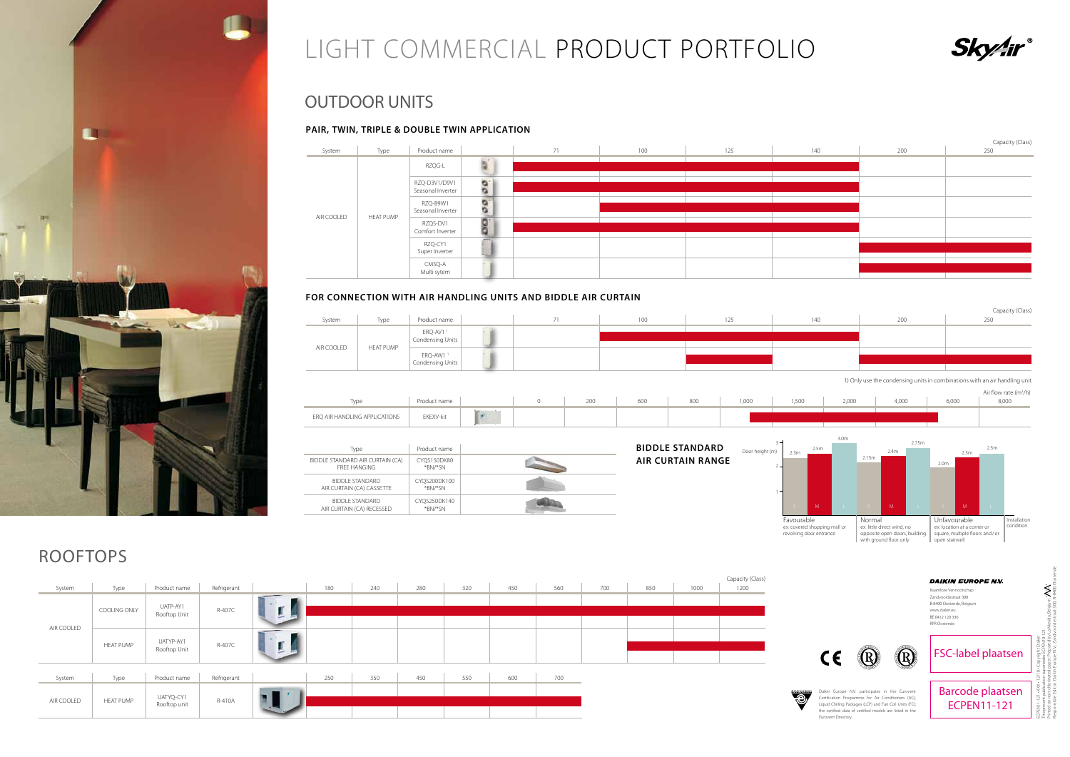# LIGHT COMMERCIAL PRODUCT PORTFOLIO

SkyAir®

## OUTDOOR UNITS

### PAIR, TWIN, TRIPLE & DOUBLE TWIN APPLICATION

Capacity (Class)

| System | Type | Product name | 71 | 100 | 125 | 140 | 200 | 250 |
|---|---|---|---|---|---|---|---|---|
| AIR COOLED | HEAT PUMP | RZQG-L | | | | | | |
| | | RZQ-D3V1/D9V1 Seasonal Inverter | | | | | | |
| | | RZQ-B9W1 Seasonal Inverter | | | | | | |
| | | RZQS-DV1 Comfort Inverter | | | | | | |
| | | RZQ-CY1 Super Inverter | | | | | | |
| | | CMSQ-A Multi sytem | | | | | | |

### FOR CONNECTION WITH AIR HANDLING UNITS AND BIDDLE AIR CURTAIN

Capacity (Class)

| System | Type | Product name | 71 | 100 | 125 | 140 | 200 | 250 |
|---|---|---|---|---|---|---|---|---|
| AIR COOLED | HEAT PUMP | ERQ-AV1 [1] Condensing Units | | | | | | |
| | | ERQ-AW1 [1] Condensing Units | | | | | | |

1) Only use the condensing units in combinations with an air handling unit

Air flow rate ($m^3/h$)

| Type | Product name | 0 | 200 | 600 | 800 | 1,000 | 1,500 | 2,000 | 4,000 | 6,000 | 8,000 |
|---|---|---|---|---|---|---|---|---|---|---|---|
| ERQ AIR HANDLING APPLICATIONS | EKEXV-kit | | | | | | | | | | |

| Type | Product name |
|---|---|
| BIDDLE STANDARD AIR CURTAIN (CA) FREE HANGING | CYQS150DK80 *BN/*SN |
| BIDDLE STANDARD AIR CURTAIN (CA) CASSETTE | CYQS200DK100 *BN/*SN |
| BIDDLE STANDARD AIR CURTAIN (CA) RECESSED | CYQS250DK140 *BN/*SN |

### BIDDLE STANDARD AIR CURTAIN RANGE

Door height (m)

3
2
1

2.3m 2.5m 3.0m 2.15m 2.4m 2.75m 2.0m 2.3m 2.5m

S M L S M L S M L

Favourable
ex: covered shopping mall or revolving door entrance

Normal
ex: little direct wind, no opposite open doors, building with ground floor only

Unfavourable
ex: location at a corner or square, multiple floors and/or open stairwell

Installation condition

## ROOFTOPS

Capacity (Class)

| System | Type | Product name | Refrigerant | 180 | 240 | 280 | 320 | 450 | 560 | 700 | 850 | 1000 | 1200 |
|---|---|---|---|---|---|---|---|---|---|---|---|---|---|
| AIR COOLED | COOLING ONLY | UATP-AY1 Rooftop Unit | R-407C | | | | | | | | | | |
| | HEAT PUMP | UATYP-AY1 Rooftop Unit | R-407C | | | | | | | | | | |

| System | Type | Product name | Refrigerant | 250 | 350 | 450 | 550 | 600 | 700 |
|---|---|---|---|---|---|---|---|---|---|
| AIR COOLED | HEAT PUMP | UATYQ-CY1 Rooftop unit | R-410A | | | | | | |

**DAIKIN EUROPE N.V.**

Naamloze Vennootschap
Zandvoordestraat 300
B-8400 Oostende, Belgium
www.daikin.eu
BE 0412 120 336
RPR Oostende

Daikin Europe N.V. participates in the Eurovent Certification Programme for Air Conditioners (AC), Liquid Chilling Packages (LCP) and Fan Coil Units (FC); the certified data of certified models are listed in the Eurovent Directory.

FSC-label plaatsen

Barcode plaatsen ECPEN11-121

ECPEN11-121 • 4000 • 12/10 • Copyright Daikin
The present publication supersedes ECPEN10-121
Printed on non-chlorinated paper. Prepared by Platinum, Belgium
Responsible Editor: Daikin Europe N.V., Zandvoordestraat 300, B-8400 Oostende